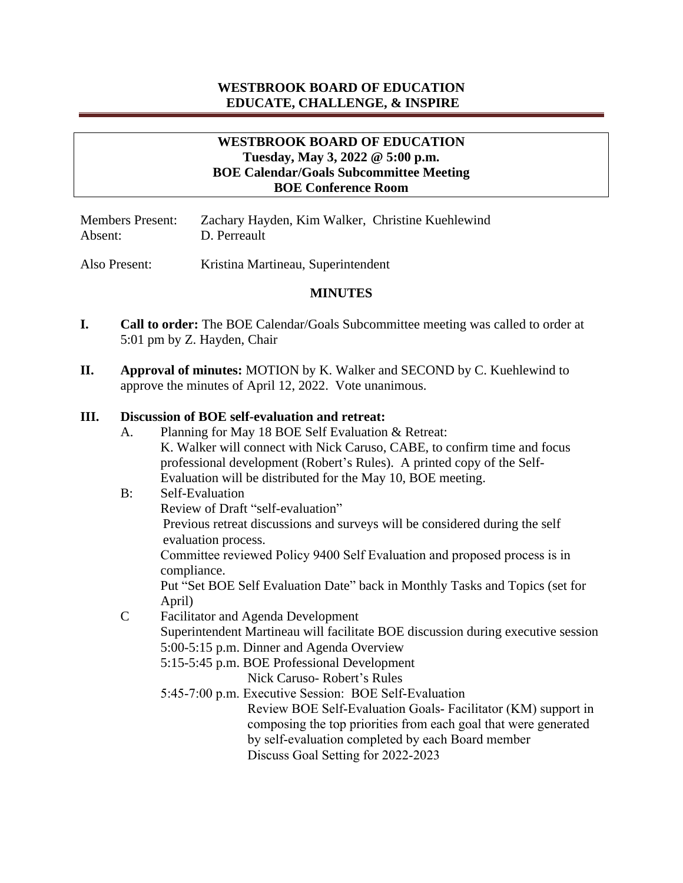**WESTBROOK BOARD OF EDUCATION**
**EDUCATE, CHALLENGE, & INSPIRE**

---

**WESTBROOK BOARD OF EDUCATION**
**Tuesday, May 3, 2022 @ 5:00 p.m.**
**BOE Calendar/Goals Subcommittee Meeting**
**BOE Conference Room**

Members Present: Zachary Hayden, Kim Walker, Christine Kuehlewind
Absent: D. Perreault

Also Present: Kristina Martineau, Superintendent

## MINUTES

**I. Call to order:** The BOE Calendar/Goals Subcommittee meeting was called to order at 5:01 pm by Z. Hayden, Chair

**II. Approval of minutes:** MOTION by K. Walker and SECOND by C. Kuehlewind to approve the minutes of April 12, 2022. Vote unanimous.

**III. Discussion of BOE self-evaluation and retreat:**

A. Planning for May 18 BOE Self Evaluation & Retreat:
K. Walker will connect with Nick Caruso, CABE, to confirm time and focus professional development (Robert's Rules). A printed copy of the Self-Evaluation will be distributed for the May 10, BOE meeting.

B: Self-Evaluation
Review of Draft "self-evaluation"
Previous retreat discussions and surveys will be considered during the self evaluation process.
Committee reviewed Policy 9400 Self Evaluation and proposed process is in compliance.
Put "Set BOE Self Evaluation Date" back in Monthly Tasks and Topics (set for April)

C Facilitator and Agenda Development
Superintendent Martineau will facilitate BOE discussion during executive session
5:00-5:15 p.m. Dinner and Agenda Overview
5:15-5:45 p.m. BOE Professional Development
Nick Caruso- Robert's Rules
5:45-7:00 p.m. Executive Session: BOE Self-Evaluation
Review BOE Self-Evaluation Goals- Facilitator (KM) support in composing the top priorities from each goal that were generated by self-evaluation completed by each Board member
Discuss Goal Setting for 2022-2023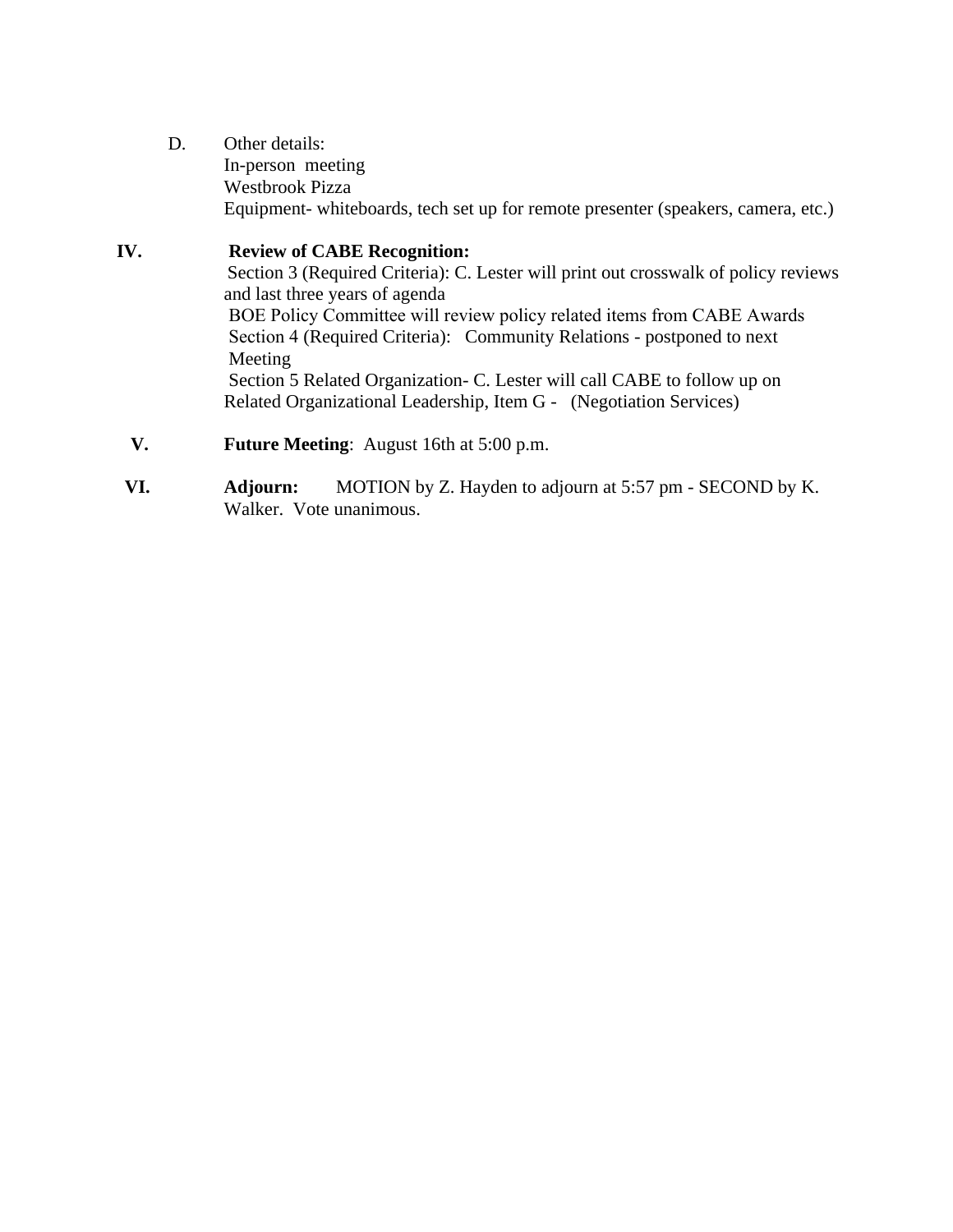D. Other details:
In-person meeting
Westbrook Pizza
Equipment- whiteboards, tech set up for remote presenter (speakers, camera, etc.)

**IV. Review of CABE Recognition:**

Section 3 (Required Criteria): C. Lester will print out crosswalk of policy reviews and last three years of agenda

BOE Policy Committee will review policy related items from CABE Awards

Section 4 (Required Criteria): Community Relations - postponed to next Meeting

Section 5 Related Organization- C. Lester will call CABE to follow up on Related Organizational Leadership, Item G - (Negotiation Services)

**V. Future Meeting**: August 16th at 5:00 p.m.

**VI. Adjourn:** MOTION by Z. Hayden to adjourn at 5:57 pm - SECOND by K. Walker. Vote unanimous.